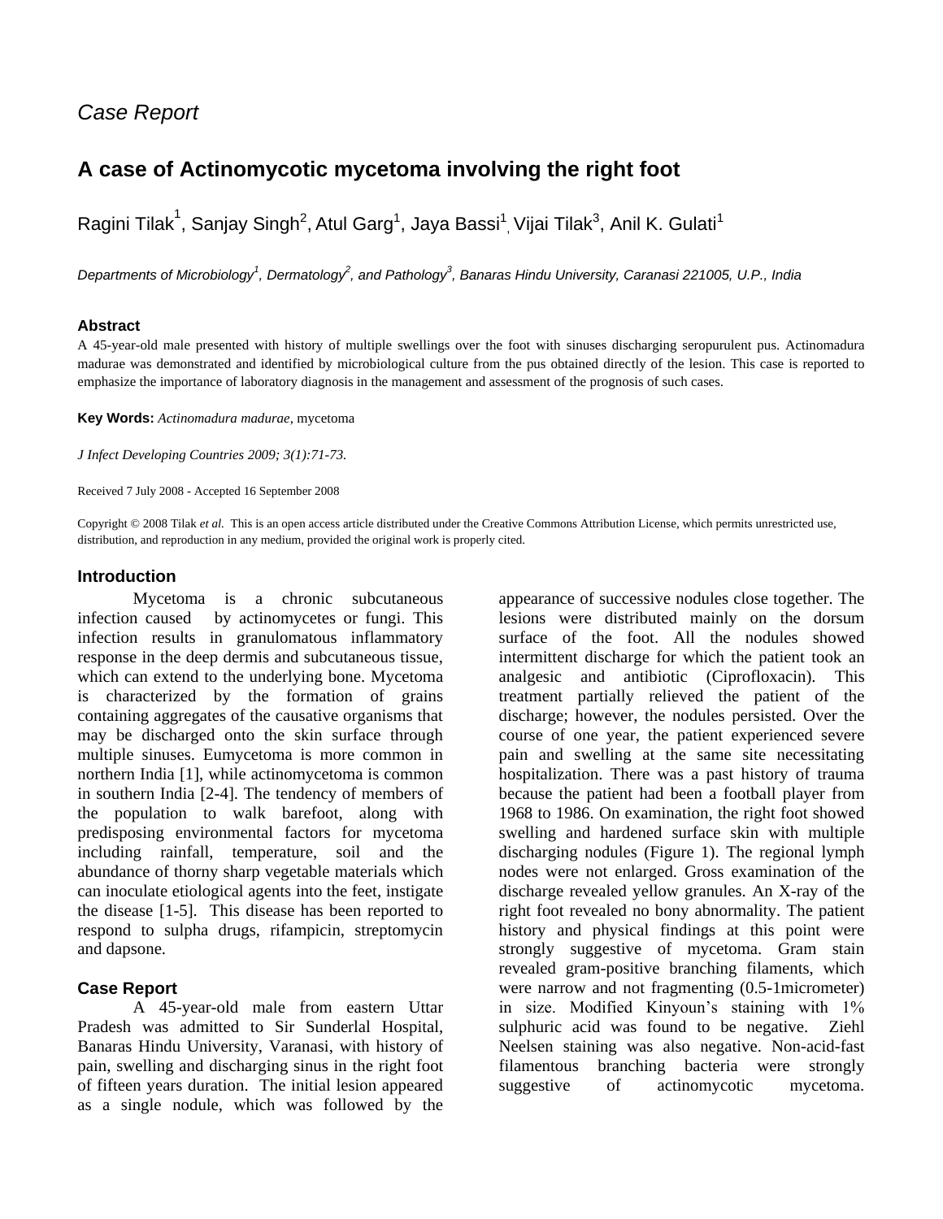*Case Report*

# A case of Actinomycotic mycetoma involving the right foot

Ragini Tilak[1], Sanjay Singh[2], Atul Garg[1], Jaya Bassi[1], Vijai Tilak[3], Anil K. Gulati[1]

*Departments of Microbiology[1], Dermatology[2], and Pathology[3], Banaras Hindu University, Caranasi 221005, U.P., India*

## Abstract

A 45-year-old male presented with history of multiple swellings over the foot with sinuses discharging seropurulent pus. Actinomadura madurae was demonstrated and identified by microbiological culture from the pus obtained directly of the lesion. This case is reported to emphasize the importance of laboratory diagnosis in the management and assessment of the prognosis of such cases.

**Key Words:** *Actinomadura madurae*, mycetoma

*J Infect Developing Countries 2009; 3(1):71-73.*

Received 7 July 2008 - Accepted 16 September 2008

Copyright © 2008 Tilak *et al.* This is an open access article distributed under the Creative Commons Attribution License, which permits unrestricted use, distribution, and reproduction in any medium, provided the original work is properly cited.

## Introduction

Mycetoma is a chronic subcutaneous infection caused by actinomycetes or fungi. This infection results in granulomatous inflammatory response in the deep dermis and subcutaneous tissue, which can extend to the underlying bone. Mycetoma is characterized by the formation of grains containing aggregates of the causative organisms that may be discharged onto the skin surface through multiple sinuses. Eumycetoma is more common in northern India [1], while actinomycetoma is common in southern India [2-4]. The tendency of members of the population to walk barefoot, along with predisposing environmental factors for mycetoma including rainfall, temperature, soil and the abundance of thorny sharp vegetable materials which can inoculate etiological agents into the feet, instigate the disease [1-5]. This disease has been reported to respond to sulpha drugs, rifampicin, streptomycin and dapsone.

## Case Report

A 45-year-old male from eastern Uttar Pradesh was admitted to Sir Sunderlal Hospital, Banaras Hindu University, Varanasi, with history of pain, swelling and discharging sinus in the right foot of fifteen years duration. The initial lesion appeared as a single nodule, which was followed by the appearance of successive nodules close together. The lesions were distributed mainly on the dorsum surface of the foot. All the nodules showed intermittent discharge for which the patient took an analgesic and antibiotic (Ciprofloxacin). This treatment partially relieved the patient of the discharge; however, the nodules persisted. Over the course of one year, the patient experienced severe pain and swelling at the same site necessitating hospitalization. There was a past history of trauma because the patient had been a football player from 1968 to 1986. On examination, the right foot showed swelling and hardened surface skin with multiple discharging nodules (Figure 1). The regional lymph nodes were not enlarged. Gross examination of the discharge revealed yellow granules. An X-ray of the right foot revealed no bony abnormality. The patient history and physical findings at this point were strongly suggestive of mycetoma. Gram stain revealed gram-positive branching filaments, which were narrow and not fragmenting (0.5-1micrometer) in size. Modified Kinyoun's staining with 1% sulphuric acid was found to be negative. Ziehl Neelsen staining was also negative. Non-acid-fast filamentous branching bacteria were strongly suggestive of actinomycotic mycetoma.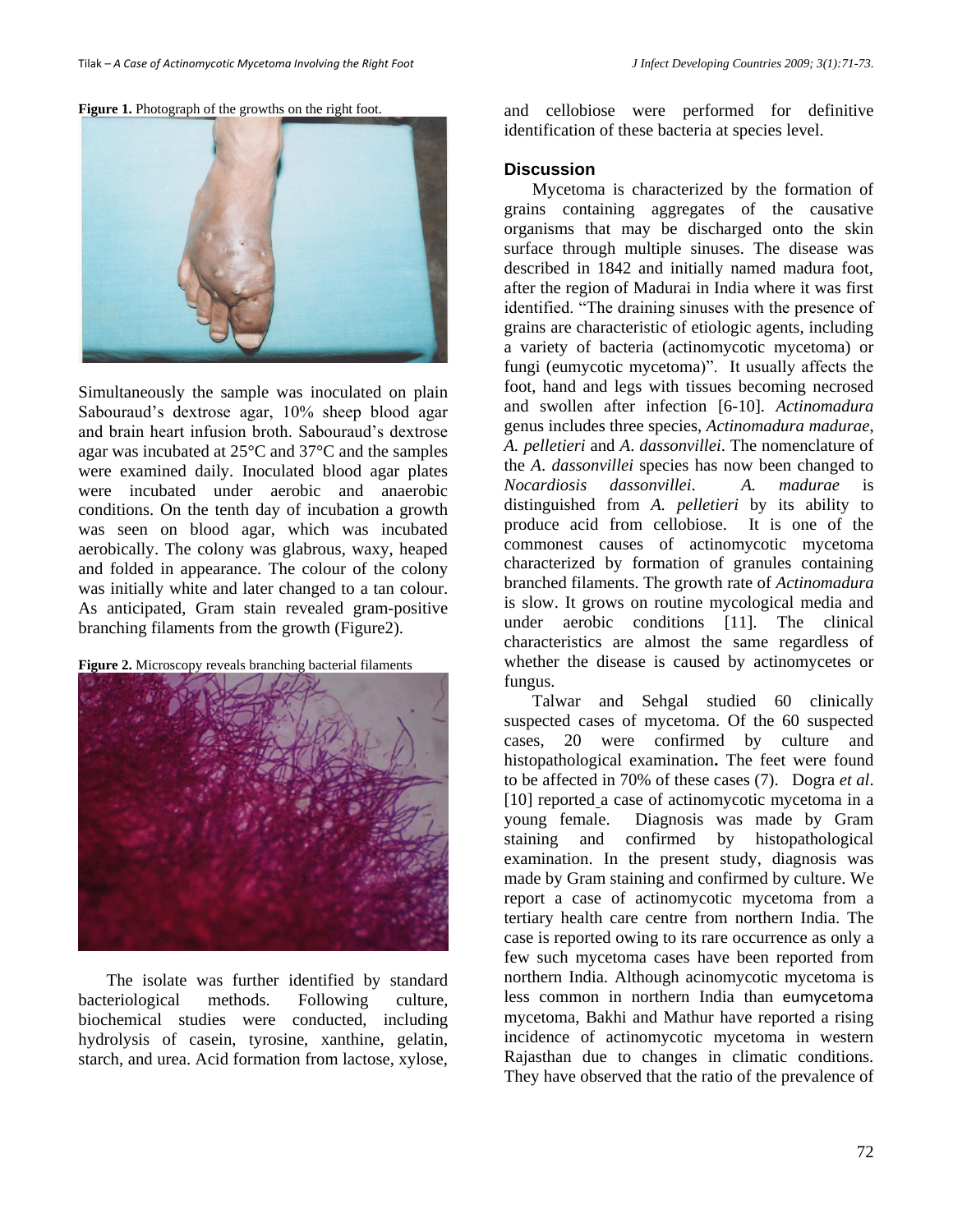**Figure 1.** Photograph of the growths on the right foot.

Simultaneously the sample was inoculated on plain Sabouraud's dextrose agar, 10% sheep blood agar and brain heart infusion broth. Sabouraud's dextrose agar was incubated at 25°C and 37°C and the samples were examined daily. Inoculated blood agar plates were incubated under aerobic and anaerobic conditions. On the tenth day of incubation a growth was seen on blood agar, which was incubated aerobically. The colony was glabrous, waxy, heaped and folded in appearance. The colour of the colony was initially white and later changed to a tan colour. As anticipated, Gram stain revealed gram-positive branching filaments from the growth (Figure2).

**Figure 2.** Microscopy reveals branching bacterial filaments

The isolate was further identified by standard bacteriological methods. Following culture, biochemical studies were conducted, including hydrolysis of casein, tyrosine, xanthine, gelatin, starch, and urea. Acid formation from lactose, xylose, and cellobiose were performed for definitive identification of these bacteria at species level.

## Discussion

Mycetoma is characterized by the formation of grains containing aggregates of the causative organisms that may be discharged onto the skin surface through multiple sinuses. The disease was described in 1842 and initially named madura foot, after the region of Madurai in India where it was first identified. "The draining sinuses with the presence of grains are characteristic of etiologic agents, including a variety of bacteria (actinomycotic mycetoma) or fungi (eumycotic mycetoma)". It usually affects the foot, hand and legs with tissues becoming necrosed and swollen after infection [6-10]. *Actinomadura* genus includes three species, *Actinomadura madurae*, *A. pelletieri* and *A. dassonvillei*. The nomenclature of the *A. dassonvillei* species has now been changed to *Nocardiosis dassonvillei*. *A. madurae* is distinguished from *A. pelletieri* by its ability to produce acid from cellobiose. It is one of the commonest causes of actinomycotic mycetoma characterized by formation of granules containing branched filaments. The growth rate of *Actinomadura* is slow. It grows on routine mycological media and under aerobic conditions [11]. The clinical characteristics are almost the same regardless of whether the disease is caused by actinomycetes or fungus.

Talwar and Sehgal studied 60 clinically suspected cases of mycetoma. Of the 60 suspected cases, 20 were confirmed by culture and histopathological examination**.** The feet were found to be affected in 70% of these cases (7). Dogra *et al*. [10] reported a case of actinomycotic mycetoma in a young female. Diagnosis was made by Gram staining and confirmed by histopathological examination. In the present study, diagnosis was made by Gram staining and confirmed by culture. We report a case of actinomycotic mycetoma from a tertiary health care centre from northern India. The case is reported owing to its rare occurrence as only a few such mycetoma cases have been reported from northern India. Although acinomycotic mycetoma is less common in northern India than eumycetoma mycetoma, Bakhi and Mathur have reported a rising incidence of actinomycotic mycetoma in western Rajasthan due to changes in climatic conditions. They have observed that the ratio of the prevalence of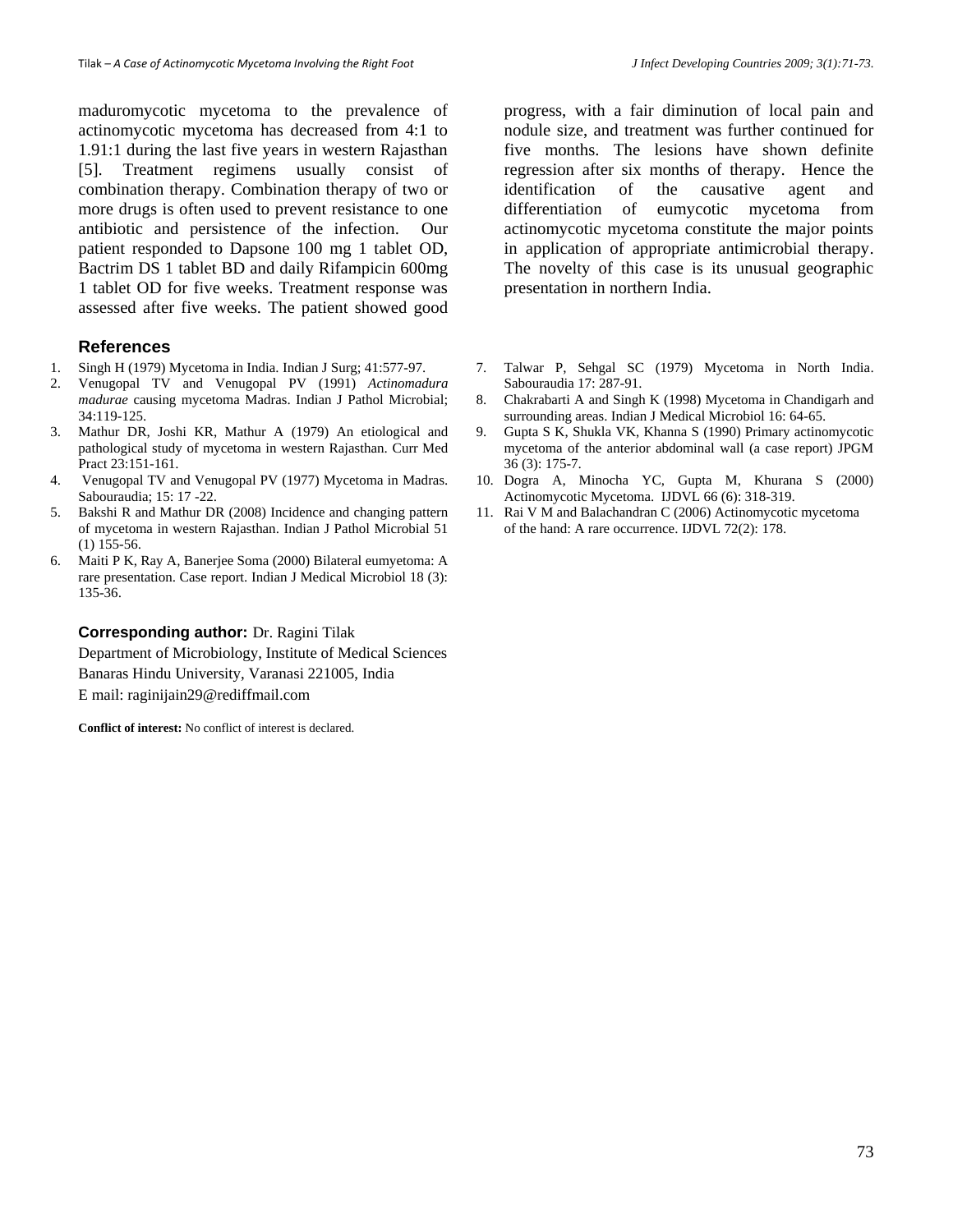maduromycotic mycetoma to the prevalence of actinomycotic mycetoma has decreased from 4:1 to 1.91:1 during the last five years in western Rajasthan [5]. Treatment regimens usually consist of combination therapy. Combination therapy of two or more drugs is often used to prevent resistance to one antibiotic and persistence of the infection. Our patient responded to Dapsone 100 mg 1 tablet OD, Bactrim DS 1 tablet BD and daily Rifampicin 600mg 1 tablet OD for five weeks. Treatment response was assessed after five weeks. The patient showed good progress, with a fair diminution of local pain and nodule size, and treatment was further continued for five months. The lesions have shown definite regression after six months of therapy. Hence the identification of the causative agent and differentiation of eumycotic mycetoma from actinomycotic mycetoma constitute the major points in application of appropriate antimicrobial therapy. The novelty of this case is its unusual geographic presentation in northern India.

## References

1. Singh H (1979) Mycetoma in India. Indian J Surg; 41:577-97.
2. Venugopal TV and Venugopal PV (1991) *Actinomadura madurae* causing mycetoma Madras. Indian J Pathol Microbial; 34:119-125.
3. Mathur DR, Joshi KR, Mathur A (1979) An etiological and pathological study of mycetoma in western Rajasthan. Curr Med Pract 23:151-161.
4. Venugopal TV and Venugopal PV (1977) Mycetoma in Madras. Sabouraudia; 15: 17 -22.
5. Bakshi R and Mathur DR (2008) Incidence and changing pattern of mycetoma in western Rajasthan. Indian J Pathol Microbial 51 (1) 155-56.
6. Maiti P K, Ray A, Banerjee Soma (2000) Bilateral eumyetoma: A rare presentation. Case report. Indian J Medical Microbiol 18 (3): 135-36.
7. Talwar P, Sehgal SC (1979) Mycetoma in North India. Sabouraudia 17: 287-91.
8. Chakrabarti A and Singh K (1998) Mycetoma in Chandigarh and surrounding areas. Indian J Medical Microbiol 16: 64-65.
9. Gupta S K, Shukla VK, Khanna S (1990) Primary actinomycotic mycetoma of the anterior abdominal wall (a case report) JPGM 36 (3): 175-7.
10. Dogra A, Minocha YC, Gupta M, Khurana S (2000) Actinomycotic Mycetoma. IJDVL 66 (6): 318-319.
11. Rai V M and Balachandran C (2006) Actinomycotic mycetoma of the hand: A rare occurrence. IJDVL 72(2): 178.

**Corresponding author:** Dr. Ragini Tilak
Department of Microbiology, Institute of Medical Sciences
Banaras Hindu University, Varanasi 221005, India
E mail: raginijain29@rediffmail.com

**Conflict of interest:** No conflict of interest is declared.